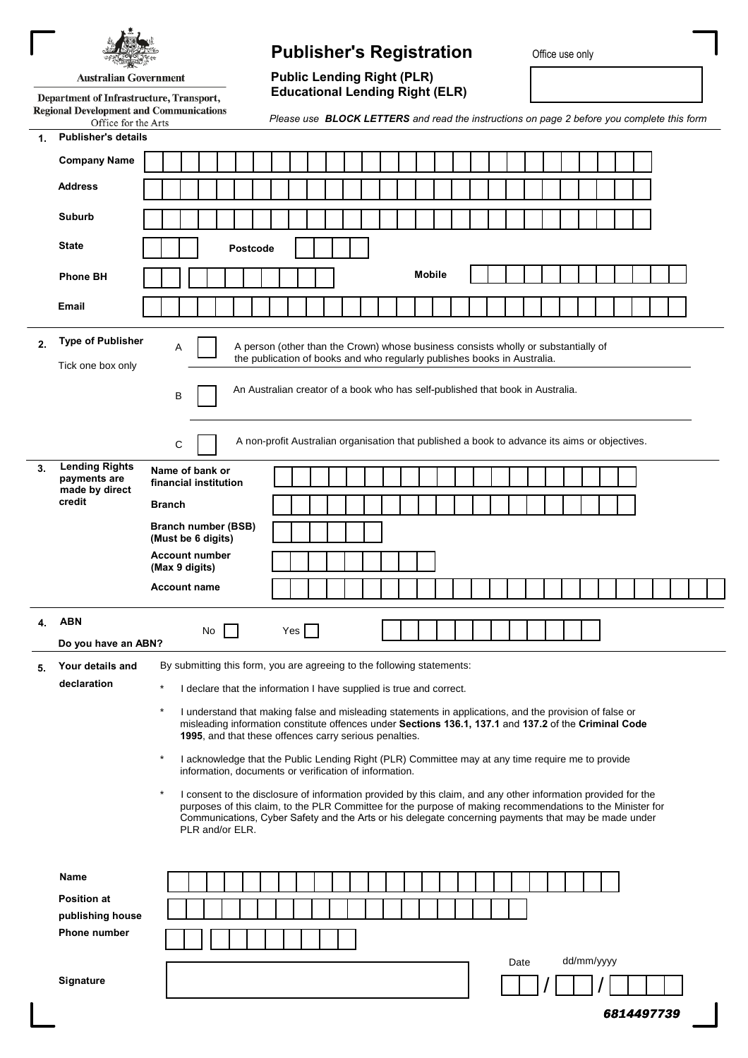Australian Government

Department of Infrastructure, Transport, Regional Development and Communications
Office for the Arts

# Publisher's Registration

**Public Lending Right (PLR)**
**Educational Lending Right (ELR)**

Office use only

*Please use **BLOCK LETTERS** and read the instructions on page 2 before you complete this form*

## 1. Publisher's details

**Company Name**

**Address**

**Suburb**

**State** **Postcode**

**Phone BH** **Mobile**

**Email**

## 2. Type of Publisher

Tick one box only

A ☐ A person (other than the Crown) whose business consists wholly or substantially of the publication of books and who regularly publishes books in Australia.

B ☐ An Australian creator of a book who has self-published that book in Australia.

C ☐ A non-profit Australian organisation that published a book to advance its aims or objectives.

## 3. Lending Rights payments are made by direct credit

**Name of bank or financial institution**

**Branch**

**Branch number (BSB) (Must be 6 digits)**

**Account number (Max 9 digits)**

**Account name**

## 4. ABN

**Do you have an ABN?** No ☐ Yes ☐

## 5. Your details and declaration

By submitting this form, you are agreeing to the following statements:

* I declare that the information I have supplied is true and correct.
* I understand that making false and misleading statements in applications, and the provision of false or misleading information constitute offences under **Sections 136.1, 137.1** and **137.2** of the **Criminal Code 1995**, and that these offences carry serious penalties.
* I acknowledge that the Public Lending Right (PLR) Committee may at any time require me to provide information, documents or verification of information.
* I consent to the disclosure of information provided by this claim, and any other information provided for the purposes of this claim, to the PLR Committee for the purpose of making recommendations to the Minister for Communications, Cyber Safety and the Arts or his delegate concerning payments that may be made under PLR and/or ELR.

**Name**

**Position at publishing house**

**Phone number**

**Signature**

Date dd/mm/yyyy
/ /

*6814497739*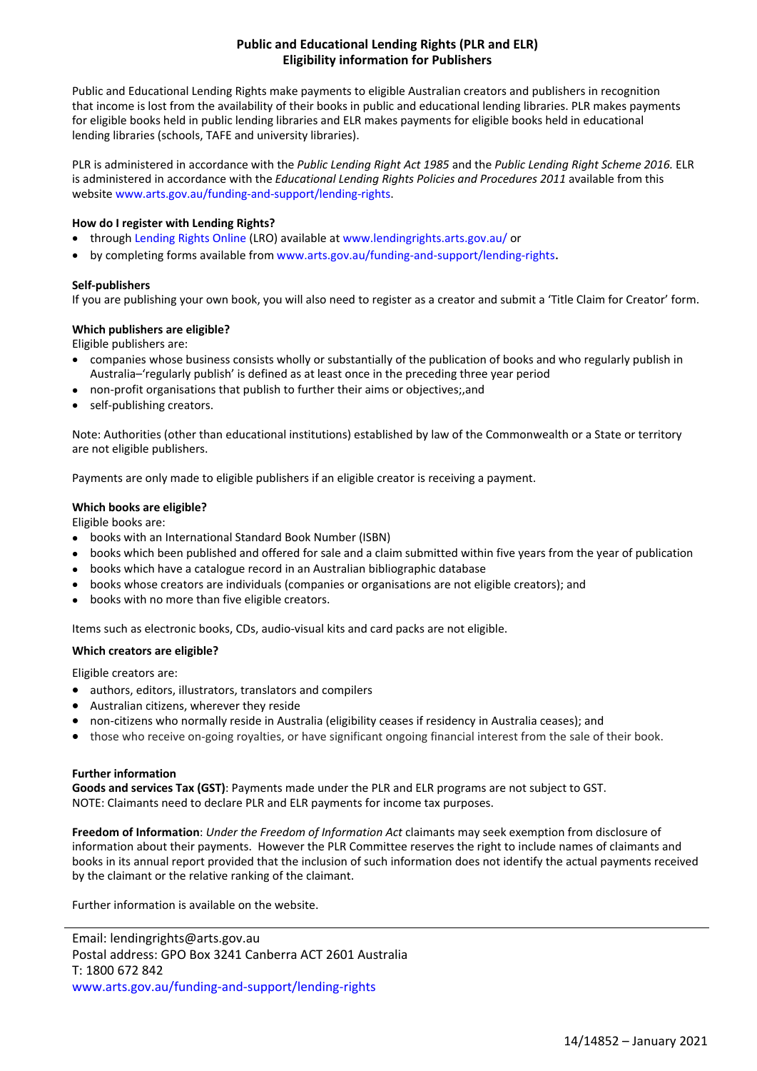# Public and Educational Lending Rights (PLR and ELR)
## Eligibility information for Publishers

Public and Educational Lending Rights make payments to eligible Australian creators and publishers in recognition that income is lost from the availability of their books in public and educational lending libraries. PLR makes payments for eligible books held in public lending libraries and ELR makes payments for eligible books held in educational lending libraries (schools, TAFE and university libraries).

PLR is administered in accordance with the *Public Lending Right Act 1985* and the *Public Lending Right Scheme 2016.* ELR is administered in accordance with the *Educational Lending Rights Policies and Procedures 2011* available from this website www.arts.gov.au/funding-and-support/lending-rights.

**How do I register with Lending Rights?**

- through Lending Rights Online (LRO) available at www.lendingrights.arts.gov.au/ or
- by completing forms available from www.arts.gov.au/funding-and-support/lending-rights.

**Self-publishers**

If you are publishing your own book, you will also need to register as a creator and submit a 'Title Claim for Creator' form.

**Which publishers are eligible?**

Eligible publishers are:

- companies whose business consists wholly or substantially of the publication of books and who regularly publish in Australia–'regularly publish' is defined as at least once in the preceding three year period
- non-profit organisations that publish to further their aims or objectives;,and
- self-publishing creators.

Note: Authorities (other than educational institutions) established by law of the Commonwealth or a State or territory are not eligible publishers.

Payments are only made to eligible publishers if an eligible creator is receiving a payment.

**Which books are eligible?**

Eligible books are:

- books with an International Standard Book Number (ISBN)
- books which been published and offered for sale and a claim submitted within five years from the year of publication
- books which have a catalogue record in an Australian bibliographic database
- books whose creators are individuals (companies or organisations are not eligible creators); and
- books with no more than five eligible creators.

Items such as electronic books, CDs, audio-visual kits and card packs are not eligible.

**Which creators are eligible?**

Eligible creators are:

- authors, editors, illustrators, translators and compilers
- Australian citizens, wherever they reside
- non-citizens who normally reside in Australia (eligibility ceases if residency in Australia ceases); and
- those who receive on-going royalties, or have significant ongoing financial interest from the sale of their book.

**Further information**

**Goods and services Tax (GST)**: Payments made under the PLR and ELR programs are not subject to GST.
NOTE: Claimants need to declare PLR and ELR payments for income tax purposes.

**Freedom of Information**: *Under the Freedom of Information Act* claimants may seek exemption from disclosure of information about their payments. However the PLR Committee reserves the right to include names of claimants and books in its annual report provided that the inclusion of such information does not identify the actual payments received by the claimant or the relative ranking of the claimant.

Further information is available on the website.

---

Email: lendingrights@arts.gov.au
Postal address: GPO Box 3241 Canberra ACT 2601 Australia
T: 1800 672 842
www.arts.gov.au/funding-and-support/lending-rights

14/14852 – January 2021